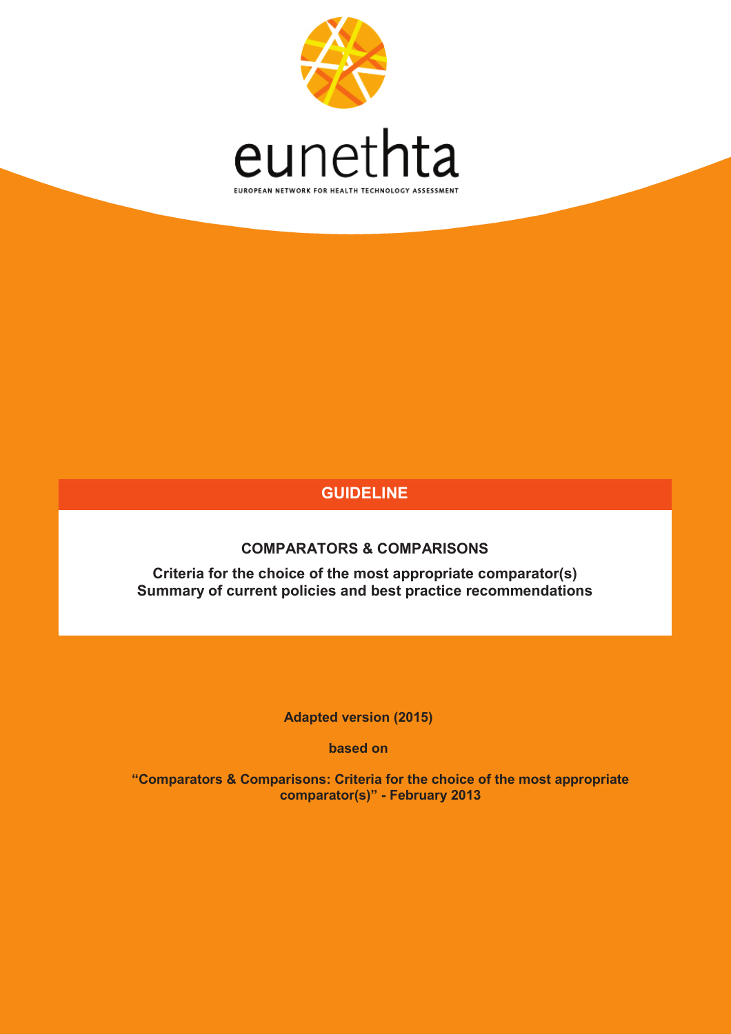eunethta

EUROPEAN NETWORK FOR HEALTH TECHNOLOGY ASSESSMENT

# GUIDELINE

## COMPARATORS & COMPARISONS

**Criteria for the choice of the most appropriate comparator(s)**
**Summary of current policies and best practice recommendations**

**Adapted version (2015)**

**based on**

**"Comparators & Comparisons: Criteria for the choice of the most appropriate comparator(s)" - February 2013**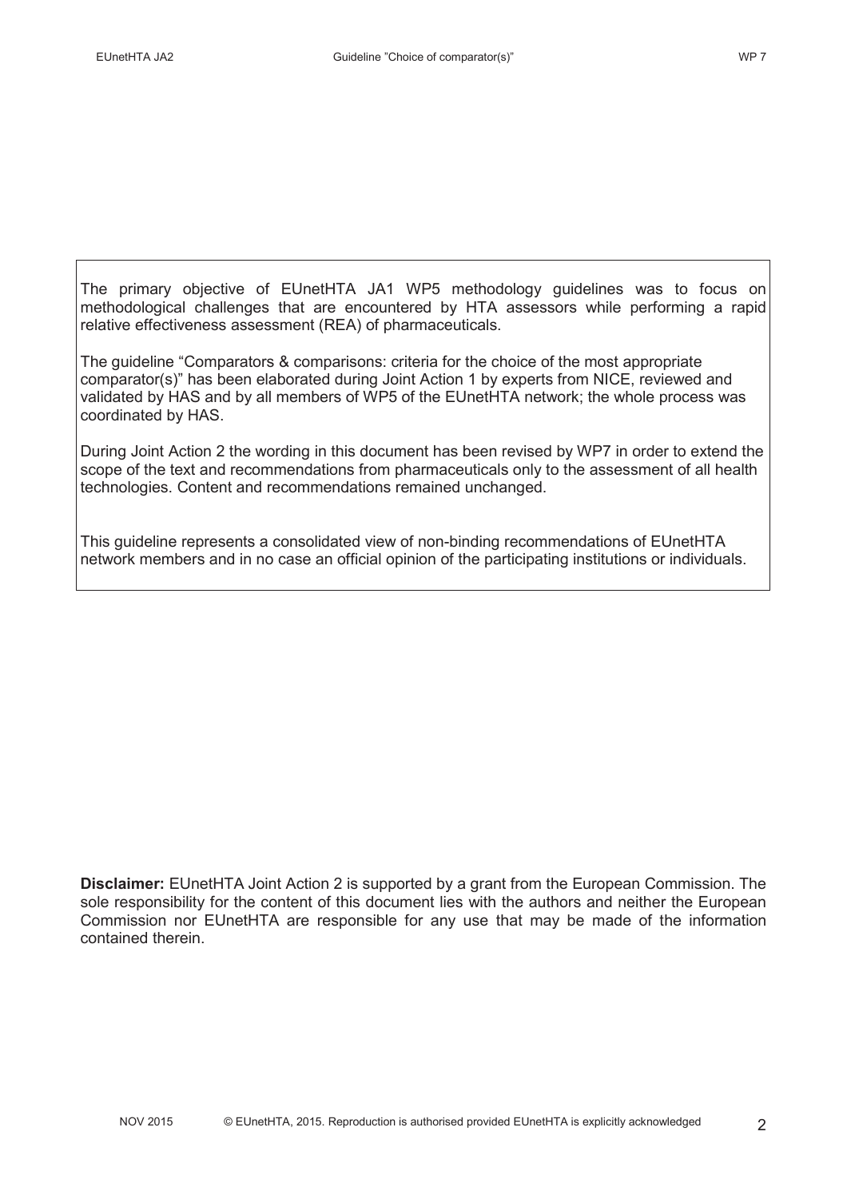The primary objective of EUnetHTA JA1 WP5 methodology guidelines was to focus on methodological challenges that are encountered by HTA assessors while performing a rapid relative effectiveness assessment (REA) of pharmaceuticals.

The guideline "Comparators & comparisons: criteria for the choice of the most appropriate comparator(s)" has been elaborated during Joint Action 1 by experts from NICE, reviewed and validated by HAS and by all members of WP5 of the EUnetHTA network; the whole process was coordinated by HAS.

During Joint Action 2 the wording in this document has been revised by WP7 in order to extend the scope of the text and recommendations from pharmaceuticals only to the assessment of all health technologies. Content and recommendations remained unchanged.

This guideline represents a consolidated view of non-binding recommendations of EUnetHTA network members and in no case an official opinion of the participating institutions or individuals.

**Disclaimer:** EUnetHTA Joint Action 2 is supported by a grant from the European Commission. The sole responsibility for the content of this document lies with the authors and neither the European Commission nor EUnetHTA are responsible for any use that may be made of the information contained therein.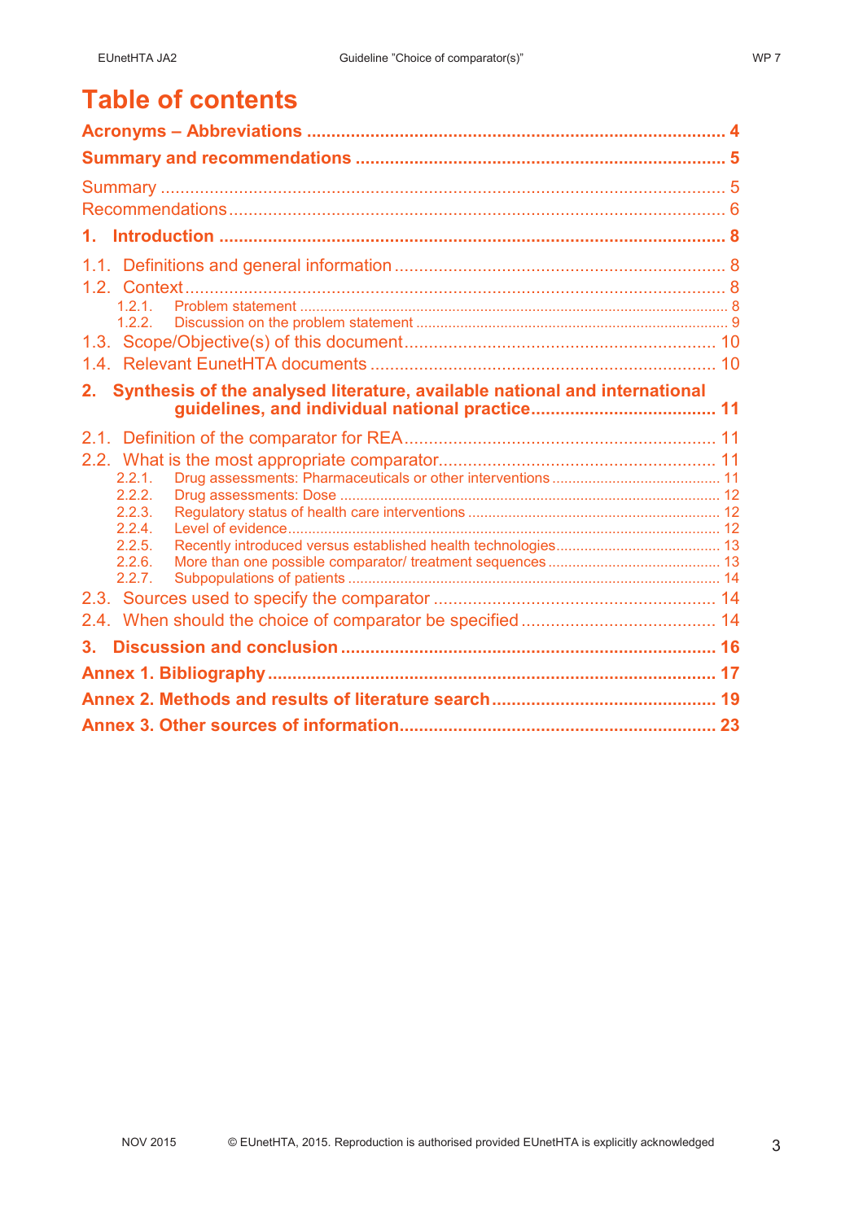# Table of contents

**Acronyms – Abbreviations** .... 4

**Summary and recommendations** .... 5

Summary .... 5

Recommendations .... 6

**1. Introduction** .... 8

1.1. Definitions and general information .... 8

1.2. Context .... 8

- 1.2.1. Problem statement .... 8
- 1.2.2. Discussion on the problem statement .... 9

1.3. Scope/Objective(s) of this document .... 10

1.4. Relevant EunetHTA documents .... 10

**2. Synthesis of the analysed literature, available national and international guidelines, and individual national practice** .... 11

2.1. Definition of the comparator for REA .... 11

2.2. What is the most appropriate comparator .... 11

- 2.2.1. Drug assessments: Pharmaceuticals or other interventions .... 11
- 2.2.2. Drug assessments: Dose .... 12
- 2.2.3. Regulatory status of health care interventions .... 12
- 2.2.4. Level of evidence .... 12
- 2.2.5. Recently introduced versus established health technologies .... 13
- 2.2.6. More than one possible comparator/ treatment sequences .... 13
- 2.2.7. Subpopulations of patients .... 14

2.3. Sources used to specify the comparator .... 14

2.4. When should the choice of comparator be specified .... 14

**3. Discussion and conclusion** .... 16

**Annex 1. Bibliography** .... 17

**Annex 2. Methods and results of literature search** .... 19

**Annex 3. Other sources of information** .... 23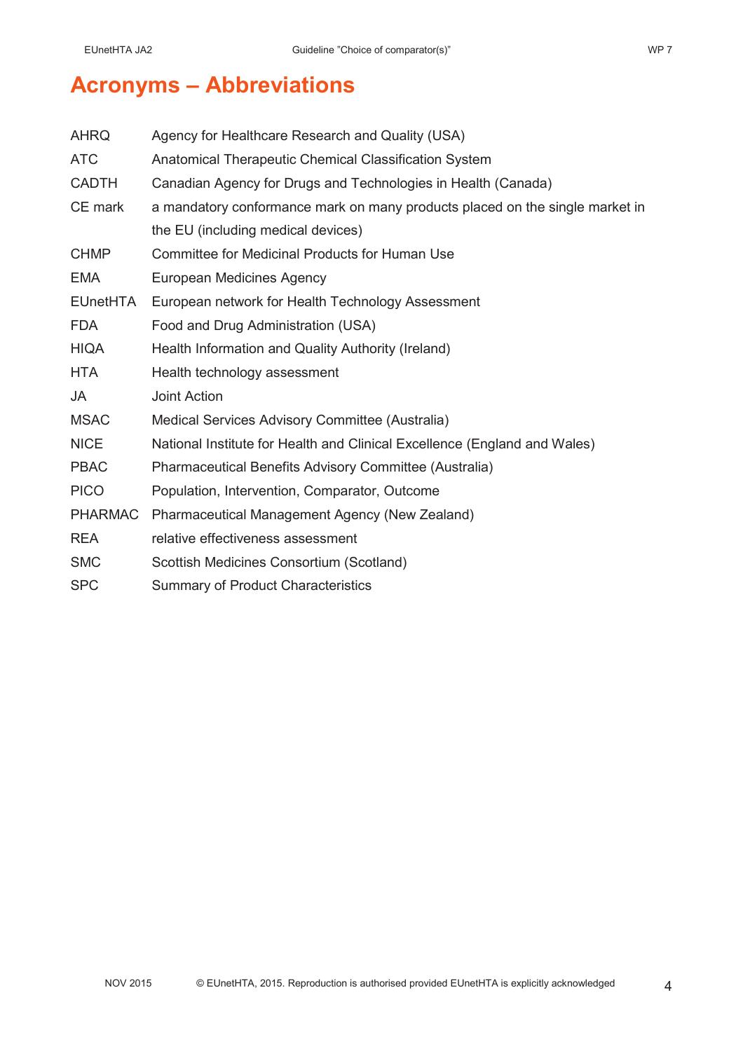# Acronyms – Abbreviations

| | |
|---|---|
| AHRQ | Agency for Healthcare Research and Quality (USA) |
| ATC | Anatomical Therapeutic Chemical Classification System |
| CADTH | Canadian Agency for Drugs and Technologies in Health (Canada) |
| CE mark | a mandatory conformance mark on many products placed on the single market in the EU (including medical devices) |
| CHMP | Committee for Medicinal Products for Human Use |
| EMA | European Medicines Agency |
| EUnetHTA | European network for Health Technology Assessment |
| FDA | Food and Drug Administration (USA) |
| HIQA | Health Information and Quality Authority (Ireland) |
| HTA | Health technology assessment |
| JA | Joint Action |
| MSAC | Medical Services Advisory Committee (Australia) |
| NICE | National Institute for Health and Clinical Excellence (England and Wales) |
| PBAC | Pharmaceutical Benefits Advisory Committee (Australia) |
| PICO | Population, Intervention, Comparator, Outcome |
| PHARMAC | Pharmaceutical Management Agency (New Zealand) |
| REA | relative effectiveness assessment |
| SMC | Scottish Medicines Consortium (Scotland) |
| SPC | Summary of Product Characteristics |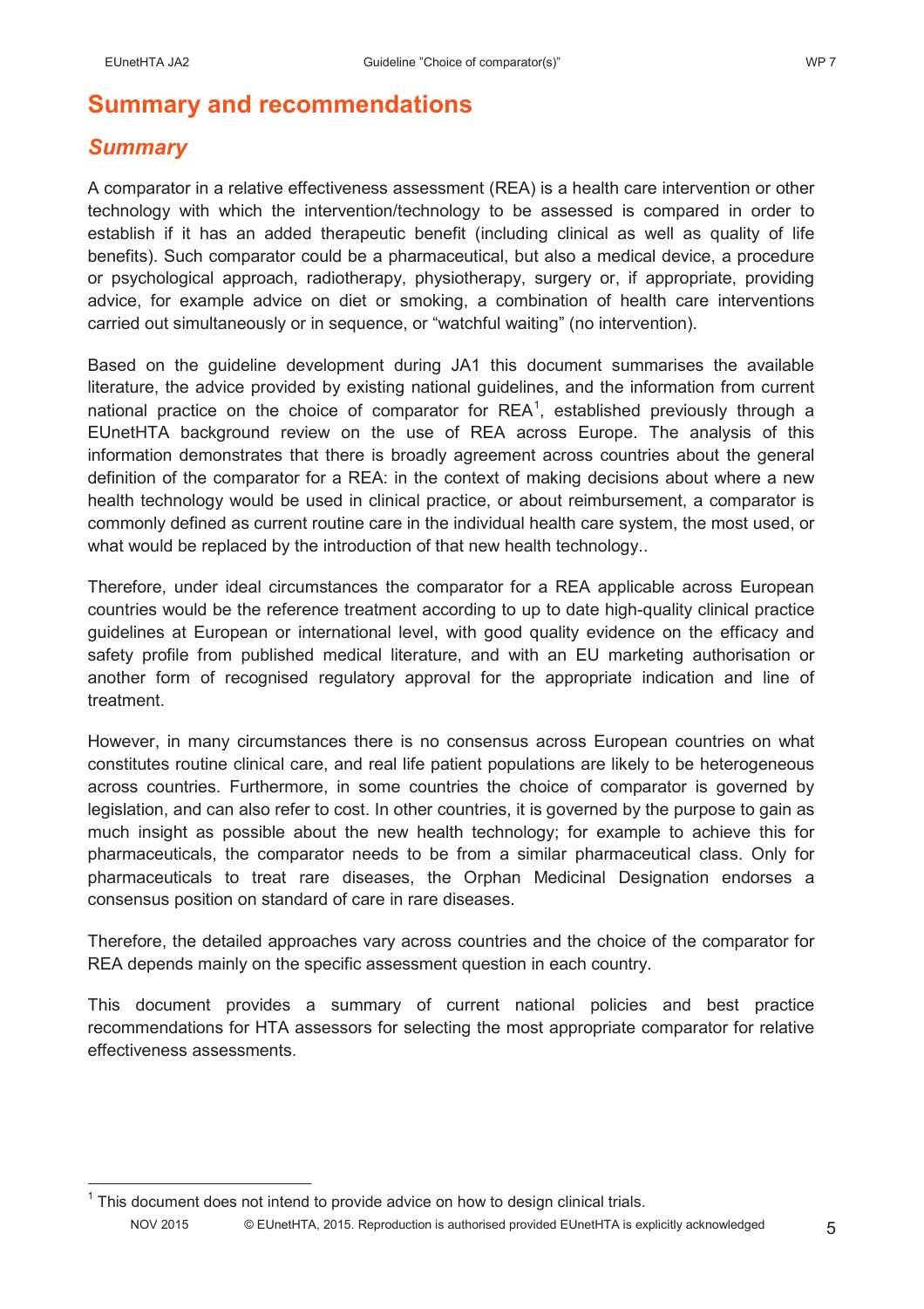# Summary and recommendations

## *Summary*

A comparator in a relative effectiveness assessment (REA) is a health care intervention or other technology with which the intervention/technology to be assessed is compared in order to establish if it has an added therapeutic benefit (including clinical as well as quality of life benefits). Such comparator could be a pharmaceutical, but also a medical device, a procedure or psychological approach, radiotherapy, physiotherapy, surgery or, if appropriate, providing advice, for example advice on diet or smoking, a combination of health care interventions carried out simultaneously or in sequence, or "watchful waiting" (no intervention).

Based on the guideline development during JA1 this document summarises the available literature, the advice provided by existing national guidelines, and the information from current national practice on the choice of comparator for REA[1], established previously through a EUnetHTA background review on the use of REA across Europe. The analysis of this information demonstrates that there is broadly agreement across countries about the general definition of the comparator for a REA: in the context of making decisions about where a new health technology would be used in clinical practice, or about reimbursement, a comparator is commonly defined as current routine care in the individual health care system, the most used, or what would be replaced by the introduction of that new health technology..

Therefore, under ideal circumstances the comparator for a REA applicable across European countries would be the reference treatment according to up to date high-quality clinical practice guidelines at European or international level, with good quality evidence on the efficacy and safety profile from published medical literature, and with an EU marketing authorisation or another form of recognised regulatory approval for the appropriate indication and line of treatment.

However, in many circumstances there is no consensus across European countries on what constitutes routine clinical care, and real life patient populations are likely to be heterogeneous across countries. Furthermore, in some countries the choice of comparator is governed by legislation, and can also refer to cost. In other countries, it is governed by the purpose to gain as much insight as possible about the new health technology; for example to achieve this for pharmaceuticals, the comparator needs to be from a similar pharmaceutical class. Only for pharmaceuticals to treat rare diseases, the Orphan Medicinal Designation endorses a consensus position on standard of care in rare diseases.

Therefore, the detailed approaches vary across countries and the choice of the comparator for REA depends mainly on the specific assessment question in each country.

This document provides a summary of current national policies and best practice recommendations for HTA assessors for selecting the most appropriate comparator for relative effectiveness assessments.

[1] This document does not intend to provide advice on how to design clinical trials.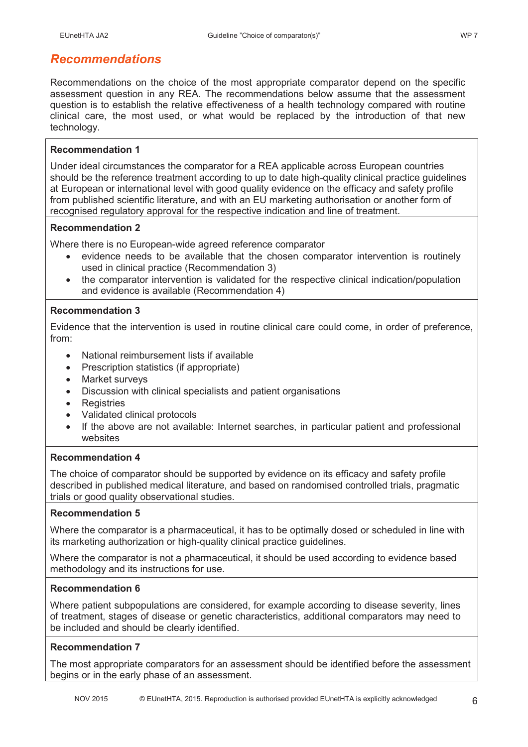## Recommendations

Recommendations on the choice of the most appropriate comparator depend on the specific assessment question in any REA. The recommendations below assume that the assessment question is to establish the relative effectiveness of a health technology compared with routine clinical care, the most used, or what would be replaced by the introduction of that new technology.

**Recommendation 1**

Under ideal circumstances the comparator for a REA applicable across European countries should be the reference treatment according to up to date high-quality clinical practice guidelines at European or international level with good quality evidence on the efficacy and safety profile from published scientific literature, and with an EU marketing authorisation or another form of recognised regulatory approval for the respective indication and line of treatment.

**Recommendation 2**

Where there is no European-wide agreed reference comparator

- evidence needs to be available that the chosen comparator intervention is routinely used in clinical practice (Recommendation 3)
- the comparator intervention is validated for the respective clinical indication/population and evidence is available (Recommendation 4)

**Recommendation 3**

Evidence that the intervention is used in routine clinical care could come, in order of preference, from:

- National reimbursement lists if available
- Prescription statistics (if appropriate)
- Market surveys
- Discussion with clinical specialists and patient organisations
- Registries
- Validated clinical protocols
- If the above are not available: Internet searches, in particular patient and professional websites

**Recommendation 4**

The choice of comparator should be supported by evidence on its efficacy and safety profile described in published medical literature, and based on randomised controlled trials, pragmatic trials or good quality observational studies.

**Recommendation 5**

Where the comparator is a pharmaceutical, it has to be optimally dosed or scheduled in line with its marketing authorization or high-quality clinical practice guidelines.

Where the comparator is not a pharmaceutical, it should be used according to evidence based methodology and its instructions for use.

**Recommendation 6**

Where patient subpopulations are considered, for example according to disease severity, lines of treatment, stages of disease or genetic characteristics, additional comparators may need to be included and should be clearly identified.

**Recommendation 7**

The most appropriate comparators for an assessment should be identified before the assessment begins or in the early phase of an assessment.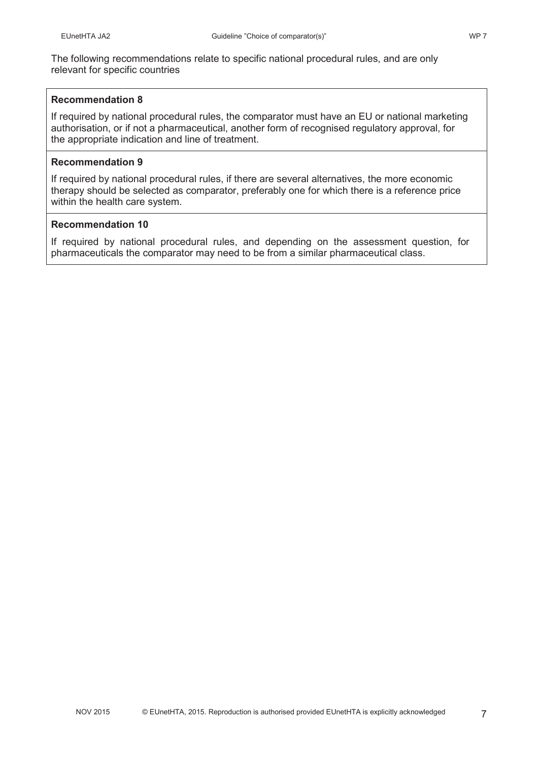The following recommendations relate to specific national procedural rules, and are only relevant for specific countries

**Recommendation 8**

If required by national procedural rules, the comparator must have an EU or national marketing authorisation, or if not a pharmaceutical, another form of recognised regulatory approval, for the appropriate indication and line of treatment.

**Recommendation 9**

If required by national procedural rules, if there are several alternatives, the more economic therapy should be selected as comparator, preferably one for which there is a reference price within the health care system.

**Recommendation 10**

If required by national procedural rules, and depending on the assessment question, for pharmaceuticals the comparator may need to be from a similar pharmaceutical class.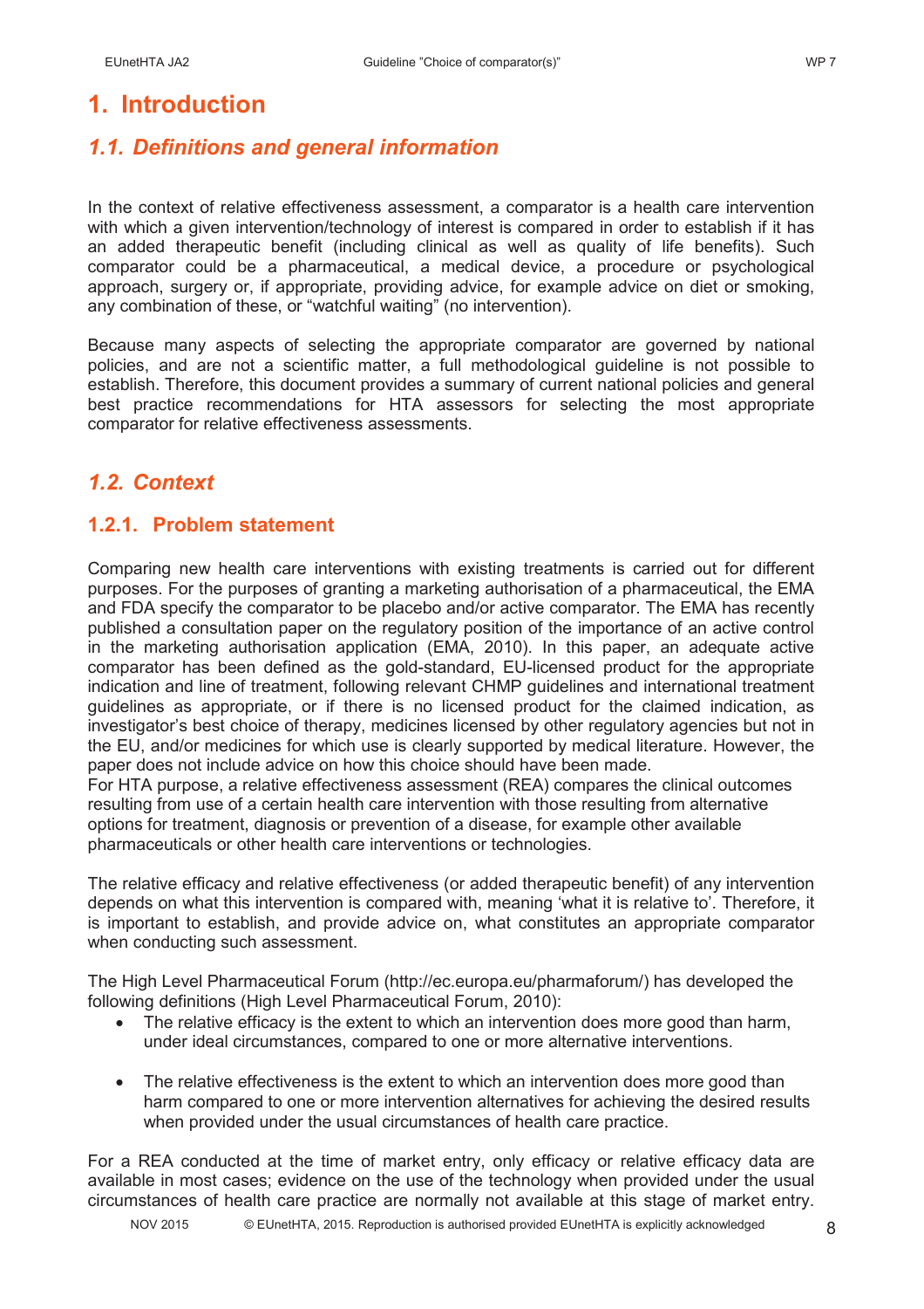# 1. Introduction

## 1.1. Definitions and general information

In the context of relative effectiveness assessment, a comparator is a health care intervention with which a given intervention/technology of interest is compared in order to establish if it has an added therapeutic benefit (including clinical as well as quality of life benefits). Such comparator could be a pharmaceutical, a medical device, a procedure or psychological approach, surgery or, if appropriate, providing advice, for example advice on diet or smoking, any combination of these, or "watchful waiting" (no intervention).

Because many aspects of selecting the appropriate comparator are governed by national policies, and are not a scientific matter, a full methodological guideline is not possible to establish. Therefore, this document provides a summary of current national policies and general best practice recommendations for HTA assessors for selecting the most appropriate comparator for relative effectiveness assessments.

## 1.2. Context

### 1.2.1. Problem statement

Comparing new health care interventions with existing treatments is carried out for different purposes. For the purposes of granting a marketing authorisation of a pharmaceutical, the EMA and FDA specify the comparator to be placebo and/or active comparator. The EMA has recently published a consultation paper on the regulatory position of the importance of an active control in the marketing authorisation application (EMA, 2010). In this paper, an adequate active comparator has been defined as the gold-standard, EU-licensed product for the appropriate indication and line of treatment, following relevant CHMP guidelines and international treatment guidelines as appropriate, or if there is no licensed product for the claimed indication, as investigator's best choice of therapy, medicines licensed by other regulatory agencies but not in the EU, and/or medicines for which use is clearly supported by medical literature. However, the paper does not include advice on how this choice should have been made.
For HTA purpose, a relative effectiveness assessment (REA) compares the clinical outcomes resulting from use of a certain health care intervention with those resulting from alternative options for treatment, diagnosis or prevention of a disease, for example other available pharmaceuticals or other health care interventions or technologies.

The relative efficacy and relative effectiveness (or added therapeutic benefit) of any intervention depends on what this intervention is compared with, meaning 'what it is relative to'. Therefore, it is important to establish, and provide advice on, what constitutes an appropriate comparator when conducting such assessment.

The High Level Pharmaceutical Forum (http://ec.europa.eu/pharmaforum/) has developed the following definitions (High Level Pharmaceutical Forum, 2010):

- The relative efficacy is the extent to which an intervention does more good than harm, under ideal circumstances, compared to one or more alternative interventions.

- The relative effectiveness is the extent to which an intervention does more good than harm compared to one or more intervention alternatives for achieving the desired results when provided under the usual circumstances of health care practice.

For a REA conducted at the time of market entry, only efficacy or relative efficacy data are available in most cases; evidence on the use of the technology when provided under the usual circumstances of health care practice are normally not available at this stage of market entry.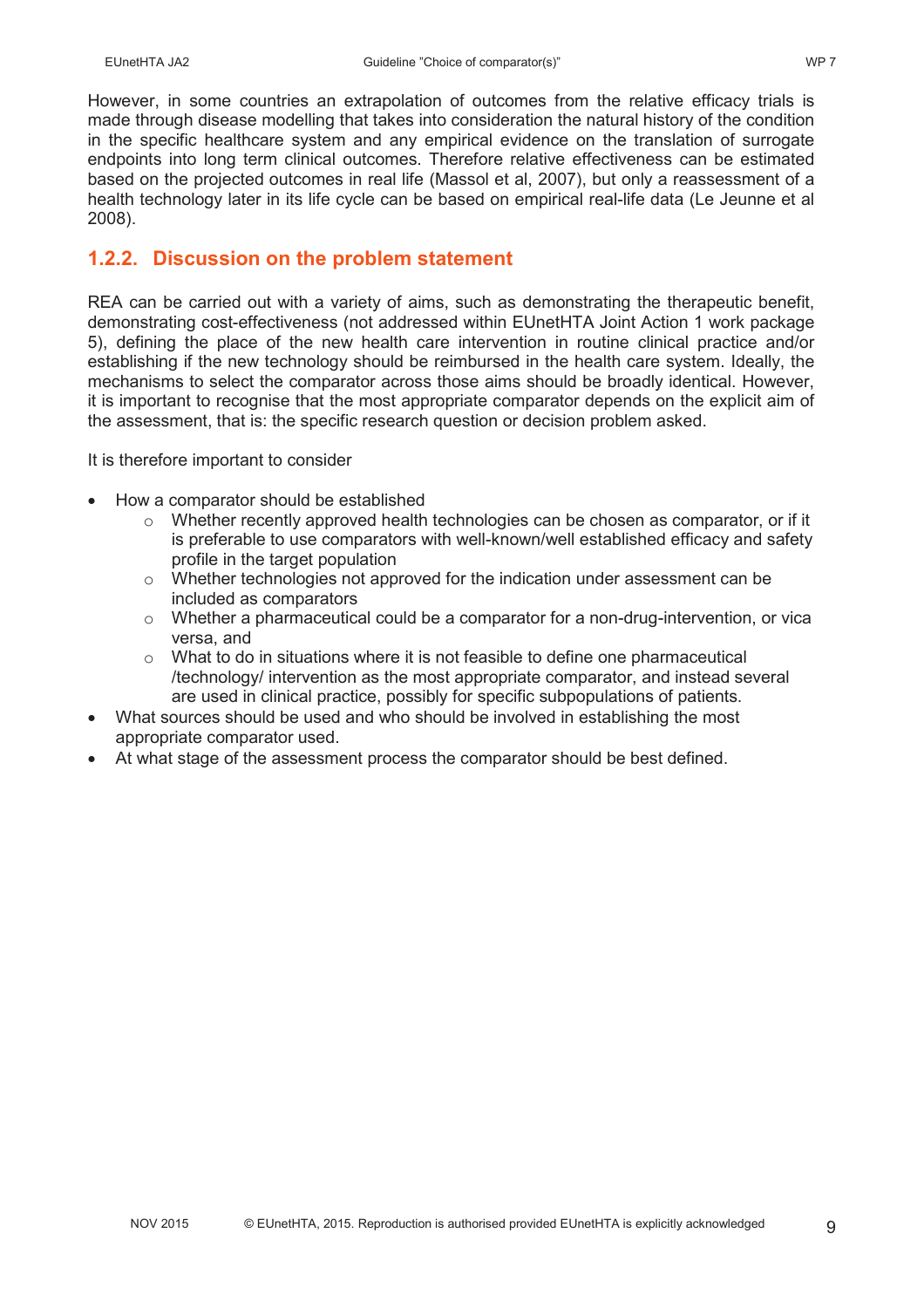However, in some countries an extrapolation of outcomes from the relative efficacy trials is made through disease modelling that takes into consideration the natural history of the condition in the specific healthcare system and any empirical evidence on the translation of surrogate endpoints into long term clinical outcomes. Therefore relative effectiveness can be estimated based on the projected outcomes in real life (Massol et al, 2007), but only a reassessment of a health technology later in its life cycle can be based on empirical real-life data (Le Jeunne et al 2008).

### 1.2.2. Discussion on the problem statement

REA can be carried out with a variety of aims, such as demonstrating the therapeutic benefit, demonstrating cost-effectiveness (not addressed within EUnetHTA Joint Action 1 work package 5), defining the place of the new health care intervention in routine clinical practice and/or establishing if the new technology should be reimbursed in the health care system. Ideally, the mechanisms to select the comparator across those aims should be broadly identical. However, it is important to recognise that the most appropriate comparator depends on the explicit aim of the assessment, that is: the specific research question or decision problem asked.

It is therefore important to consider

- How a comparator should be established
  - Whether recently approved health technologies can be chosen as comparator, or if it is preferable to use comparators with well-known/well established efficacy and safety profile in the target population
  - Whether technologies not approved for the indication under assessment can be included as comparators
  - Whether a pharmaceutical could be a comparator for a non-drug-intervention, or vica versa, and
  - What to do in situations where it is not feasible to define one pharmaceutical /technology/ intervention as the most appropriate comparator, and instead several are used in clinical practice, possibly for specific subpopulations of patients.
- What sources should be used and who should be involved in establishing the most appropriate comparator used.
- At what stage of the assessment process the comparator should be best defined.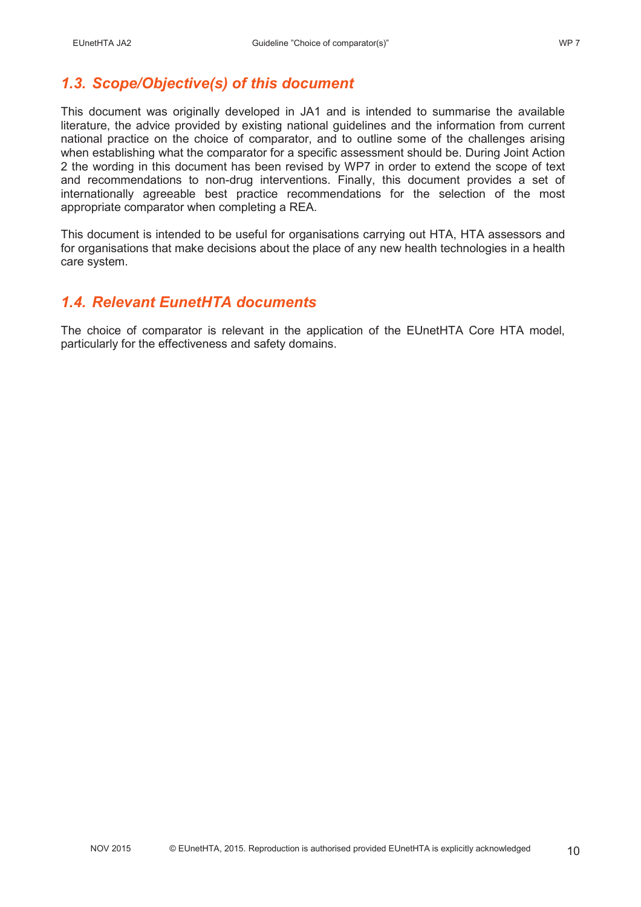## *1.3. Scope/Objective(s) of this document*

This document was originally developed in JA1 and is intended to summarise the available literature, the advice provided by existing national guidelines and the information from current national practice on the choice of comparator, and to outline some of the challenges arising when establishing what the comparator for a specific assessment should be. During Joint Action 2 the wording in this document has been revised by WP7 in order to extend the scope of text and recommendations to non-drug interventions. Finally, this document provides a set of internationally agreeable best practice recommendations for the selection of the most appropriate comparator when completing a REA.

This document is intended to be useful for organisations carrying out HTA, HTA assessors and for organisations that make decisions about the place of any new health technologies in a health care system.

## *1.4. Relevant EunetHTA documents*

The choice of comparator is relevant in the application of the EUnetHTA Core HTA model, particularly for the effectiveness and safety domains.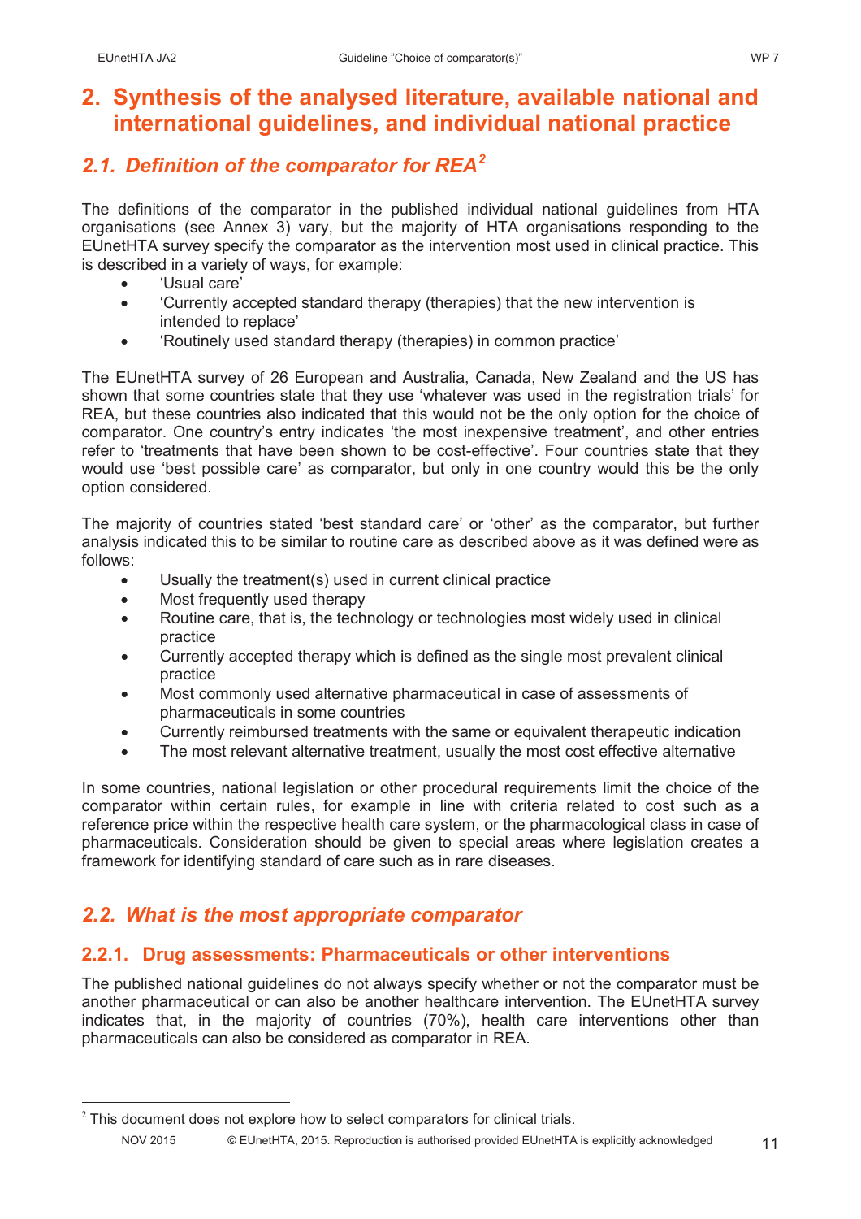# 2. Synthesis of the analysed literature, available national and international guidelines, and individual national practice

## 2.1. Definition of the comparator for REA[2]

The definitions of the comparator in the published individual national guidelines from HTA organisations (see Annex 3) vary, but the majority of HTA organisations responding to the EUnetHTA survey specify the comparator as the intervention most used in clinical practice. This is described in a variety of ways, for example:

- 'Usual care'
- 'Currently accepted standard therapy (therapies) that the new intervention is intended to replace'
- 'Routinely used standard therapy (therapies) in common practice'

The EUnetHTA survey of 26 European and Australia, Canada, New Zealand and the US has shown that some countries state that they use 'whatever was used in the registration trials' for REA, but these countries also indicated that this would not be the only option for the choice of comparator. One country's entry indicates 'the most inexpensive treatment', and other entries refer to 'treatments that have been shown to be cost-effective'. Four countries state that they would use 'best possible care' as comparator, but only in one country would this be the only option considered.

The majority of countries stated 'best standard care' or 'other' as the comparator, but further analysis indicated this to be similar to routine care as described above as it was defined were as follows:

- Usually the treatment(s) used in current clinical practice
- Most frequently used therapy
- Routine care, that is, the technology or technologies most widely used in clinical practice
- Currently accepted therapy which is defined as the single most prevalent clinical practice
- Most commonly used alternative pharmaceutical in case of assessments of pharmaceuticals in some countries
- Currently reimbursed treatments with the same or equivalent therapeutic indication
- The most relevant alternative treatment, usually the most cost effective alternative

In some countries, national legislation or other procedural requirements limit the choice of the comparator within certain rules, for example in line with criteria related to cost such as a reference price within the respective health care system, or the pharmacological class in case of pharmaceuticals. Consideration should be given to special areas where legislation creates a framework for identifying standard of care such as in rare diseases.

## 2.2. What is the most appropriate comparator

### 2.2.1. Drug assessments: Pharmaceuticals or other interventions

The published national guidelines do not always specify whether or not the comparator must be another pharmaceutical or can also be another healthcare intervention. The EUnetHTA survey indicates that, in the majority of countries (70%), health care interventions other than pharmaceuticals can also be considered as comparator in REA.

[2] This document does not explore how to select comparators for clinical trials.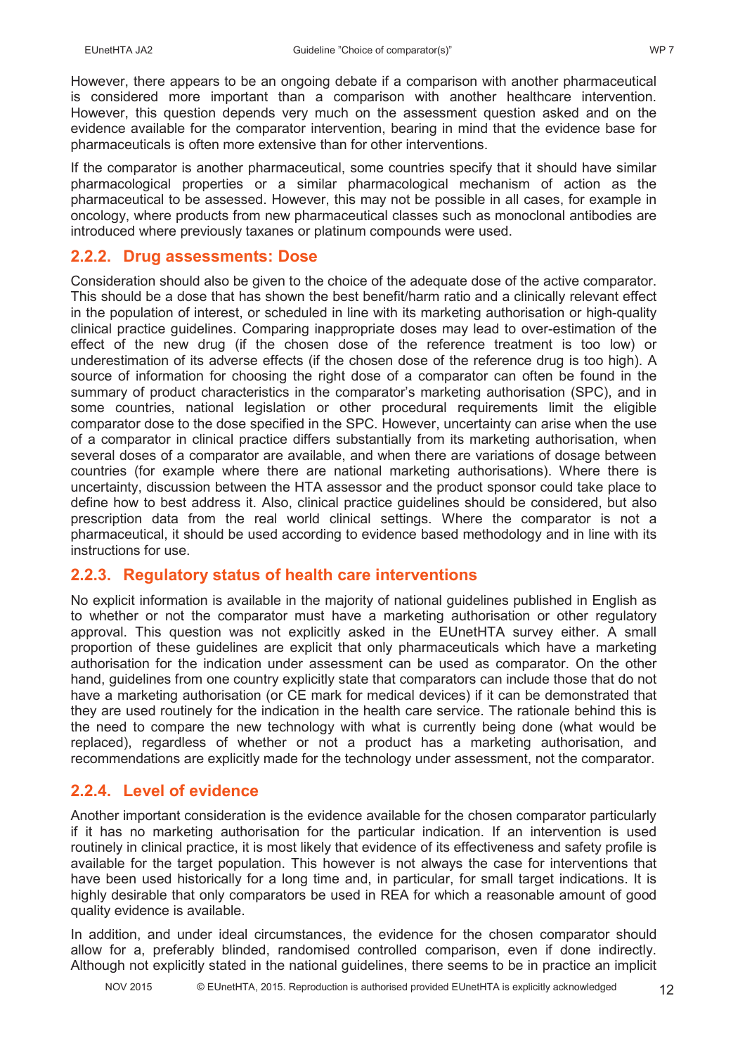However, there appears to be an ongoing debate if a comparison with another pharmaceutical is considered more important than a comparison with another healthcare intervention. However, this question depends very much on the assessment question asked and on the evidence available for the comparator intervention, bearing in mind that the evidence base for pharmaceuticals is often more extensive than for other interventions.

If the comparator is another pharmaceutical, some countries specify that it should have similar pharmacological properties or a similar pharmacological mechanism of action as the pharmaceutical to be assessed. However, this may not be possible in all cases, for example in oncology, where products from new pharmaceutical classes such as monoclonal antibodies are introduced where previously taxanes or platinum compounds were used.

### 2.2.2. Drug assessments: Dose

Consideration should also be given to the choice of the adequate dose of the active comparator. This should be a dose that has shown the best benefit/harm ratio and a clinically relevant effect in the population of interest, or scheduled in line with its marketing authorisation or high-quality clinical practice guidelines. Comparing inappropriate doses may lead to over-estimation of the effect of the new drug (if the chosen dose of the reference treatment is too low) or underestimation of its adverse effects (if the chosen dose of the reference drug is too high). A source of information for choosing the right dose of a comparator can often be found in the summary of product characteristics in the comparator's marketing authorisation (SPC), and in some countries, national legislation or other procedural requirements limit the eligible comparator dose to the dose specified in the SPC. However, uncertainty can arise when the use of a comparator in clinical practice differs substantially from its marketing authorisation, when several doses of a comparator are available, and when there are variations of dosage between countries (for example where there are national marketing authorisations). Where there is uncertainty, discussion between the HTA assessor and the product sponsor could take place to define how to best address it. Also, clinical practice guidelines should be considered, but also prescription data from the real world clinical settings. Where the comparator is not a pharmaceutical, it should be used according to evidence based methodology and in line with its instructions for use.

### 2.2.3. Regulatory status of health care interventions

No explicit information is available in the majority of national guidelines published in English as to whether or not the comparator must have a marketing authorisation or other regulatory approval. This question was not explicitly asked in the EUnetHTA survey either. A small proportion of these guidelines are explicit that only pharmaceuticals which have a marketing authorisation for the indication under assessment can be used as comparator. On the other hand, guidelines from one country explicitly state that comparators can include those that do not have a marketing authorisation (or CE mark for medical devices) if it can be demonstrated that they are used routinely for the indication in the health care service. The rationale behind this is the need to compare the new technology with what is currently being done (what would be replaced), regardless of whether or not a product has a marketing authorisation, and recommendations are explicitly made for the technology under assessment, not the comparator.

### 2.2.4. Level of evidence

Another important consideration is the evidence available for the chosen comparator particularly if it has no marketing authorisation for the particular indication. If an intervention is used routinely in clinical practice, it is most likely that evidence of its effectiveness and safety profile is available for the target population. This however is not always the case for interventions that have been used historically for a long time and, in particular, for small target indications. It is highly desirable that only comparators be used in REA for which a reasonable amount of good quality evidence is available.

In addition, and under ideal circumstances, the evidence for the chosen comparator should allow for a, preferably blinded, randomised controlled comparison, even if done indirectly. Although not explicitly stated in the national guidelines, there seems to be in practice an implicit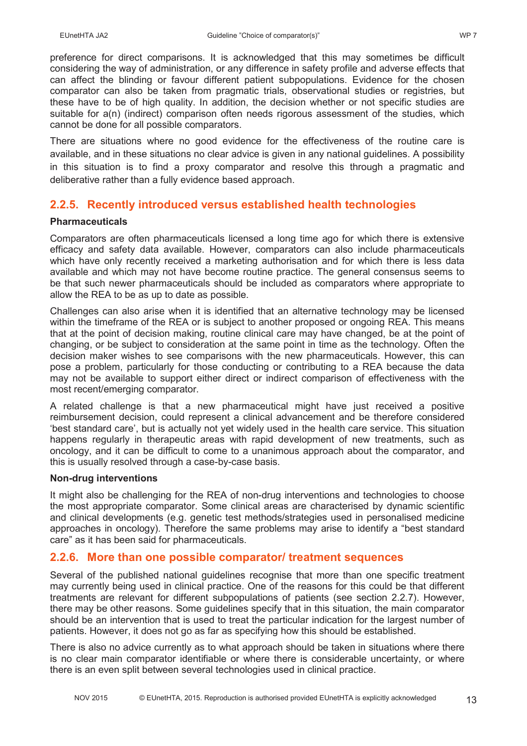preference for direct comparisons. It is acknowledged that this may sometimes be difficult considering the way of administration, or any difference in safety profile and adverse effects that can affect the blinding or favour different patient subpopulations. Evidence for the chosen comparator can also be taken from pragmatic trials, observational studies or registries, but these have to be of high quality. In addition, the decision whether or not specific studies are suitable for a(n) (indirect) comparison often needs rigorous assessment of the studies, which cannot be done for all possible comparators.

There are situations where no good evidence for the effectiveness of the routine care is available, and in these situations no clear advice is given in any national guidelines. A possibility in this situation is to find a proxy comparator and resolve this through a pragmatic and deliberative rather than a fully evidence based approach.

### 2.2.5. Recently introduced versus established health technologies

**Pharmaceuticals**

Comparators are often pharmaceuticals licensed a long time ago for which there is extensive efficacy and safety data available. However, comparators can also include pharmaceuticals which have only recently received a marketing authorisation and for which there is less data available and which may not have become routine practice. The general consensus seems to be that such newer pharmaceuticals should be included as comparators where appropriate to allow the REA to be as up to date as possible.

Challenges can also arise when it is identified that an alternative technology may be licensed within the timeframe of the REA or is subject to another proposed or ongoing REA. This means that at the point of decision making, routine clinical care may have changed, be at the point of changing, or be subject to consideration at the same point in time as the technology. Often the decision maker wishes to see comparisons with the new pharmaceuticals. However, this can pose a problem, particularly for those conducting or contributing to a REA because the data may not be available to support either direct or indirect comparison of effectiveness with the most recent/emerging comparator.

A related challenge is that a new pharmaceutical might have just received a positive reimbursement decision, could represent a clinical advancement and be therefore considered 'best standard care', but is actually not yet widely used in the health care service. This situation happens regularly in therapeutic areas with rapid development of new treatments, such as oncology, and it can be difficult to come to a unanimous approach about the comparator, and this is usually resolved through a case-by-case basis.

**Non-drug interventions**

It might also be challenging for the REA of non-drug interventions and technologies to choose the most appropriate comparator. Some clinical areas are characterised by dynamic scientific and clinical developments (e.g. genetic test methods/strategies used in personalised medicine approaches in oncology). Therefore the same problems may arise to identify a "best standard care" as it has been said for pharmaceuticals.

### 2.2.6. More than one possible comparator/ treatment sequences

Several of the published national guidelines recognise that more than one specific treatment may currently being used in clinical practice. One of the reasons for this could be that different treatments are relevant for different subpopulations of patients (see section 2.2.7). However, there may be other reasons. Some guidelines specify that in this situation, the main comparator should be an intervention that is used to treat the particular indication for the largest number of patients. However, it does not go as far as specifying how this should be established.

There is also no advice currently as to what approach should be taken in situations where there is no clear main comparator identifiable or where there is considerable uncertainty, or where there is an even split between several technologies used in clinical practice.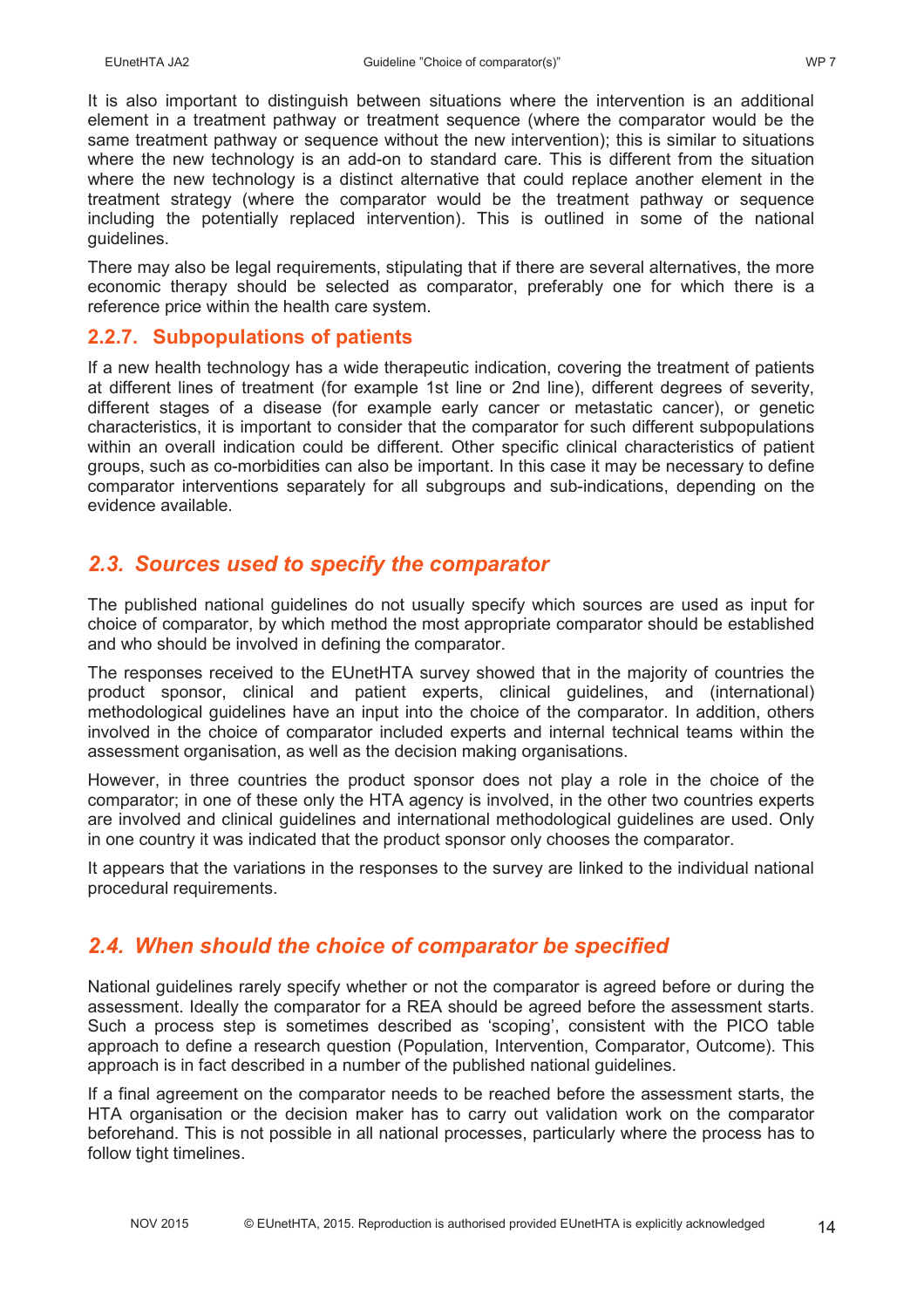It is also important to distinguish between situations where the intervention is an additional element in a treatment pathway or treatment sequence (where the comparator would be the same treatment pathway or sequence without the new intervention); this is similar to situations where the new technology is an add-on to standard care. This is different from the situation where the new technology is a distinct alternative that could replace another element in the treatment strategy (where the comparator would be the treatment pathway or sequence including the potentially replaced intervention). This is outlined in some of the national guidelines.

There may also be legal requirements, stipulating that if there are several alternatives, the more economic therapy should be selected as comparator, preferably one for which there is a reference price within the health care system.

### 2.2.7. Subpopulations of patients

If a new health technology has a wide therapeutic indication, covering the treatment of patients at different lines of treatment (for example 1st line or 2nd line), different degrees of severity, different stages of a disease (for example early cancer or metastatic cancer), or genetic characteristics, it is important to consider that the comparator for such different subpopulations within an overall indication could be different. Other specific clinical characteristics of patient groups, such as co-morbidities can also be important. In this case it may be necessary to define comparator interventions separately for all subgroups and sub-indications, depending on the evidence available.

## *2.3. Sources used to specify the comparator*

The published national guidelines do not usually specify which sources are used as input for choice of comparator, by which method the most appropriate comparator should be established and who should be involved in defining the comparator.

The responses received to the EUnetHTA survey showed that in the majority of countries the product sponsor, clinical and patient experts, clinical guidelines, and (international) methodological guidelines have an input into the choice of the comparator. In addition, others involved in the choice of comparator included experts and internal technical teams within the assessment organisation, as well as the decision making organisations.

However, in three countries the product sponsor does not play a role in the choice of the comparator; in one of these only the HTA agency is involved, in the other two countries experts are involved and clinical guidelines and international methodological guidelines are used. Only in one country it was indicated that the product sponsor only chooses the comparator.

It appears that the variations in the responses to the survey are linked to the individual national procedural requirements.

## *2.4. When should the choice of comparator be specified*

National guidelines rarely specify whether or not the comparator is agreed before or during the assessment. Ideally the comparator for a REA should be agreed before the assessment starts. Such a process step is sometimes described as 'scoping', consistent with the PICO table approach to define a research question (Population, Intervention, Comparator, Outcome). This approach is in fact described in a number of the published national guidelines.

If a final agreement on the comparator needs to be reached before the assessment starts, the HTA organisation or the decision maker has to carry out validation work on the comparator beforehand. This is not possible in all national processes, particularly where the process has to follow tight timelines.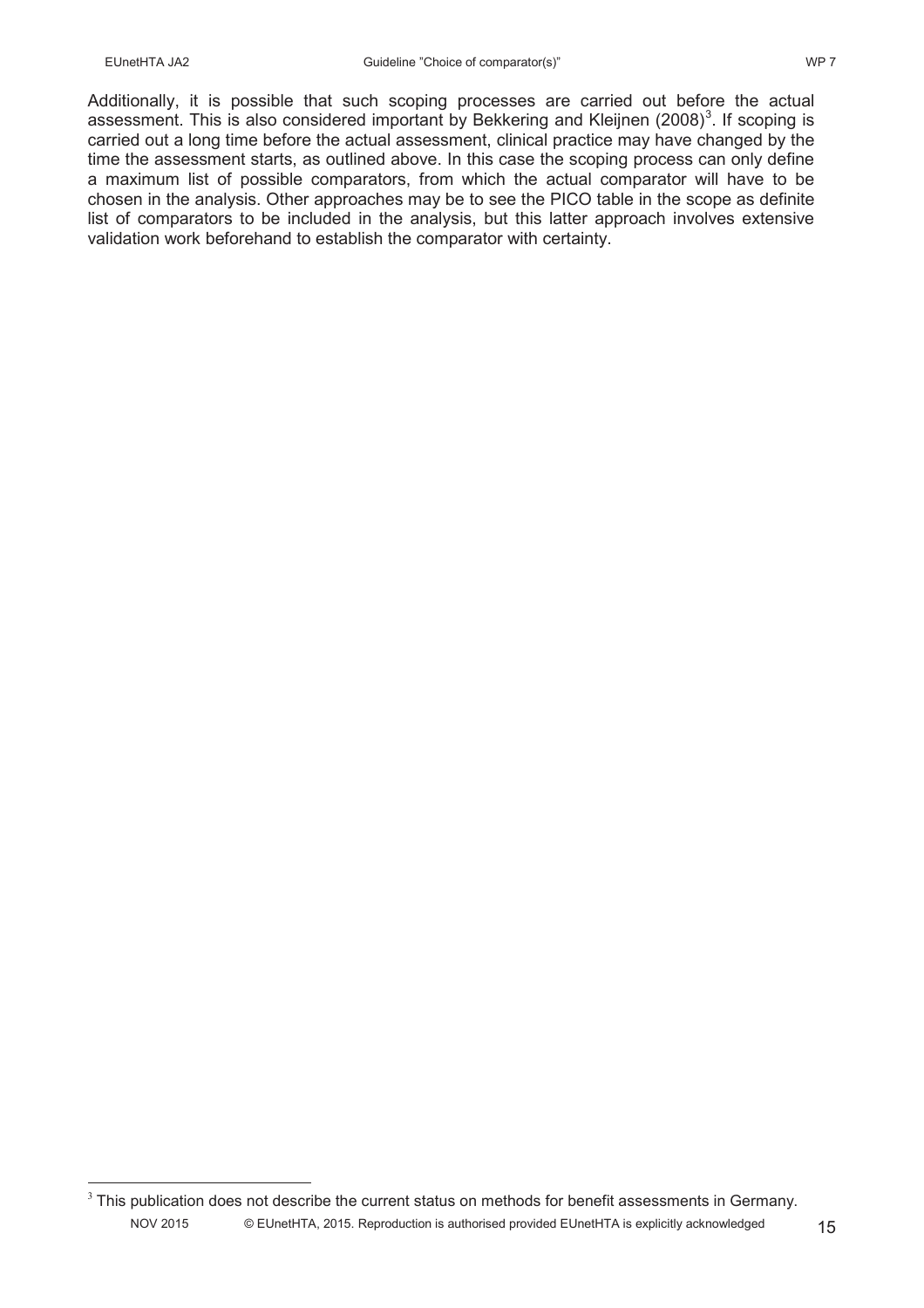Additionally, it is possible that such scoping processes are carried out before the actual assessment. This is also considered important by Bekkering and Kleijnen (2008)[3]. If scoping is carried out a long time before the actual assessment, clinical practice may have changed by the time the assessment starts, as outlined above. In this case the scoping process can only define a maximum list of possible comparators, from which the actual comparator will have to be chosen in the analysis. Other approaches may be to see the PICO table in the scope as definite list of comparators to be included in the analysis, but this latter approach involves extensive validation work beforehand to establish the comparator with certainty.

[3] This publication does not describe the current status on methods for benefit assessments in Germany.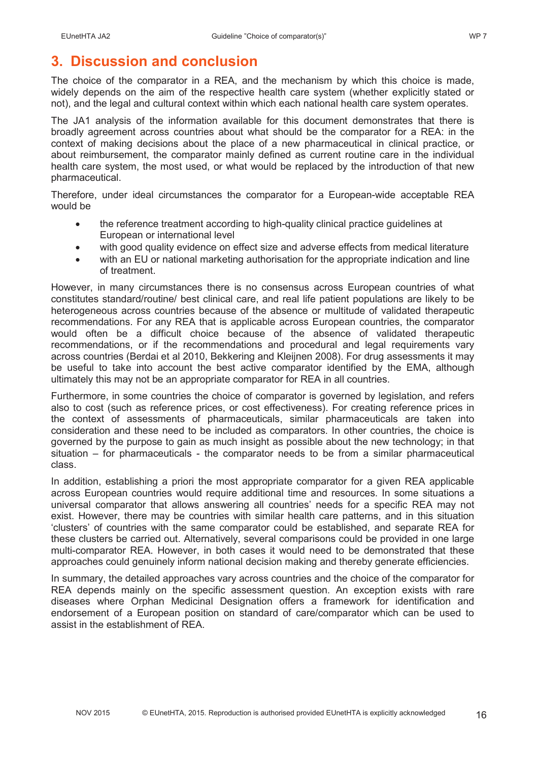# 3. Discussion and conclusion

The choice of the comparator in a REA, and the mechanism by which this choice is made, widely depends on the aim of the respective health care system (whether explicitly stated or not), and the legal and cultural context within which each national health care system operates.

The JA1 analysis of the information available for this document demonstrates that there is broadly agreement across countries about what should be the comparator for a REA: in the context of making decisions about the place of a new pharmaceutical in clinical practice, or about reimbursement, the comparator mainly defined as current routine care in the individual health care system, the most used, or what would be replaced by the introduction of that new pharmaceutical.

Therefore, under ideal circumstances the comparator for a European-wide acceptable REA would be

- the reference treatment according to high-quality clinical practice guidelines at European or international level
- with good quality evidence on effect size and adverse effects from medical literature
- with an EU or national marketing authorisation for the appropriate indication and line of treatment.

However, in many circumstances there is no consensus across European countries of what constitutes standard/routine/ best clinical care, and real life patient populations are likely to be heterogeneous across countries because of the absence or multitude of validated therapeutic recommendations. For any REA that is applicable across European countries, the comparator would often be a difficult choice because of the absence of validated therapeutic recommendations, or if the recommendations and procedural and legal requirements vary across countries (Berdai et al 2010, Bekkering and Kleijnen 2008). For drug assessments it may be useful to take into account the best active comparator identified by the EMA, although ultimately this may not be an appropriate comparator for REA in all countries.

Furthermore, in some countries the choice of comparator is governed by legislation, and refers also to cost (such as reference prices, or cost effectiveness). For creating reference prices in the context of assessments of pharmaceuticals, similar pharmaceuticals are taken into consideration and these need to be included as comparators. In other countries, the choice is governed by the purpose to gain as much insight as possible about the new technology; in that situation – for pharmaceuticals - the comparator needs to be from a similar pharmaceutical class.

In addition, establishing a priori the most appropriate comparator for a given REA applicable across European countries would require additional time and resources. In some situations a universal comparator that allows answering all countries' needs for a specific REA may not exist. However, there may be countries with similar health care patterns, and in this situation 'clusters' of countries with the same comparator could be established, and separate REA for these clusters be carried out. Alternatively, several comparisons could be provided in one large multi-comparator REA. However, in both cases it would need to be demonstrated that these approaches could genuinely inform national decision making and thereby generate efficiencies.

In summary, the detailed approaches vary across countries and the choice of the comparator for REA depends mainly on the specific assessment question. An exception exists with rare diseases where Orphan Medicinal Designation offers a framework for identification and endorsement of a European position on standard of care/comparator which can be used to assist in the establishment of REA.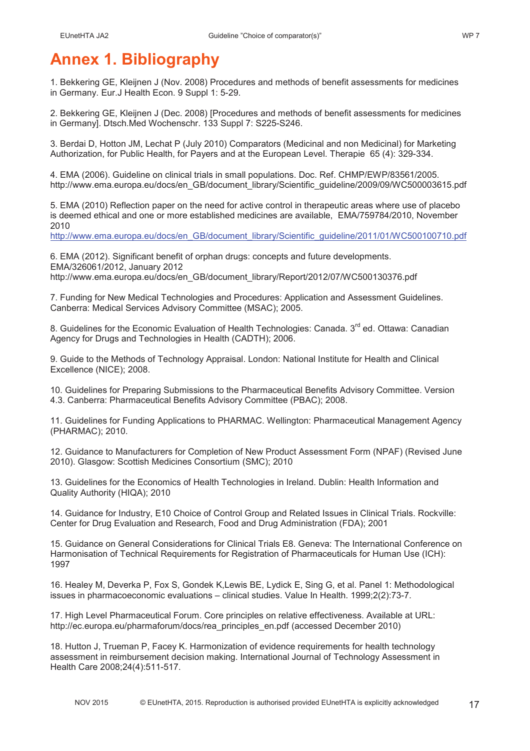# Annex 1. Bibliography

1. Bekkering GE, Kleijnen J (Nov. 2008) Procedures and methods of benefit assessments for medicines in Germany. Eur.J Health Econ. 9 Suppl 1: 5-29.

2. Bekkering GE, Kleijnen J (Dec. 2008) [Procedures and methods of benefit assessments for medicines in Germany]. Dtsch.Med Wochenschr. 133 Suppl 7: S225-S246.

3. Berdai D, Hotton JM, Lechat P (July 2010) Comparators (Medicinal and non Medicinal) for Marketing Authorization, for Public Health, for Payers and at the European Level. Therapie 65 (4): 329-334.

4. EMA (2006). Guideline on clinical trials in small populations. Doc. Ref. CHMP/EWP/83561/2005. http://www.ema.europa.eu/docs/en_GB/document_library/Scientific_guideline/2009/09/WC500003615.pdf

5. EMA (2010) Reflection paper on the need for active control in therapeutic areas where use of placebo is deemed ethical and one or more established medicines are available, EMA/759784/2010, November 2010
http://www.ema.europa.eu/docs/en_GB/document_library/Scientific_guideline/2011/01/WC500100710.pdf

6. EMA (2012). Significant benefit of orphan drugs: concepts and future developments. EMA/326061/2012, January 2012
http://www.ema.europa.eu/docs/en_GB/document_library/Report/2012/07/WC500130376.pdf

7. Funding for New Medical Technologies and Procedures: Application and Assessment Guidelines. Canberra: Medical Services Advisory Committee (MSAC); 2005.

8. Guidelines for the Economic Evaluation of Health Technologies: Canada. 3rd ed. Ottawa: Canadian Agency for Drugs and Technologies in Health (CADTH); 2006.

9. Guide to the Methods of Technology Appraisal. London: National Institute for Health and Clinical Excellence (NICE); 2008.

10. Guidelines for Preparing Submissions to the Pharmaceutical Benefits Advisory Committee. Version 4.3. Canberra: Pharmaceutical Benefits Advisory Committee (PBAC); 2008.

11. Guidelines for Funding Applications to PHARMAC. Wellington: Pharmaceutical Management Agency (PHARMAC); 2010.

12. Guidance to Manufacturers for Completion of New Product Assessment Form (NPAF) (Revised June 2010). Glasgow: Scottish Medicines Consortium (SMC); 2010

13. Guidelines for the Economics of Health Technologies in Ireland. Dublin: Health Information and Quality Authority (HIQA); 2010

14. Guidance for Industry, E10 Choice of Control Group and Related Issues in Clinical Trials. Rockville: Center for Drug Evaluation and Research, Food and Drug Administration (FDA); 2001

15. Guidance on General Considerations for Clinical Trials E8. Geneva: The International Conference on Harmonisation of Technical Requirements for Registration of Pharmaceuticals for Human Use (ICH): 1997

16. Healey M, Deverka P, Fox S, Gondek K,Lewis BE, Lydick E, Sing G, et al. Panel 1: Methodological issues in pharmacoeconomic evaluations – clinical studies. Value In Health. 1999;2(2):73-7.

17. High Level Pharmaceutical Forum. Core principles on relative effectiveness. Available at URL: http://ec.europa.eu/pharmaforum/docs/rea_principles_en.pdf (accessed December 2010)

18. Hutton J, Trueman P, Facey K. Harmonization of evidence requirements for health technology assessment in reimbursement decision making. International Journal of Technology Assessment in Health Care 2008;24(4):511-517.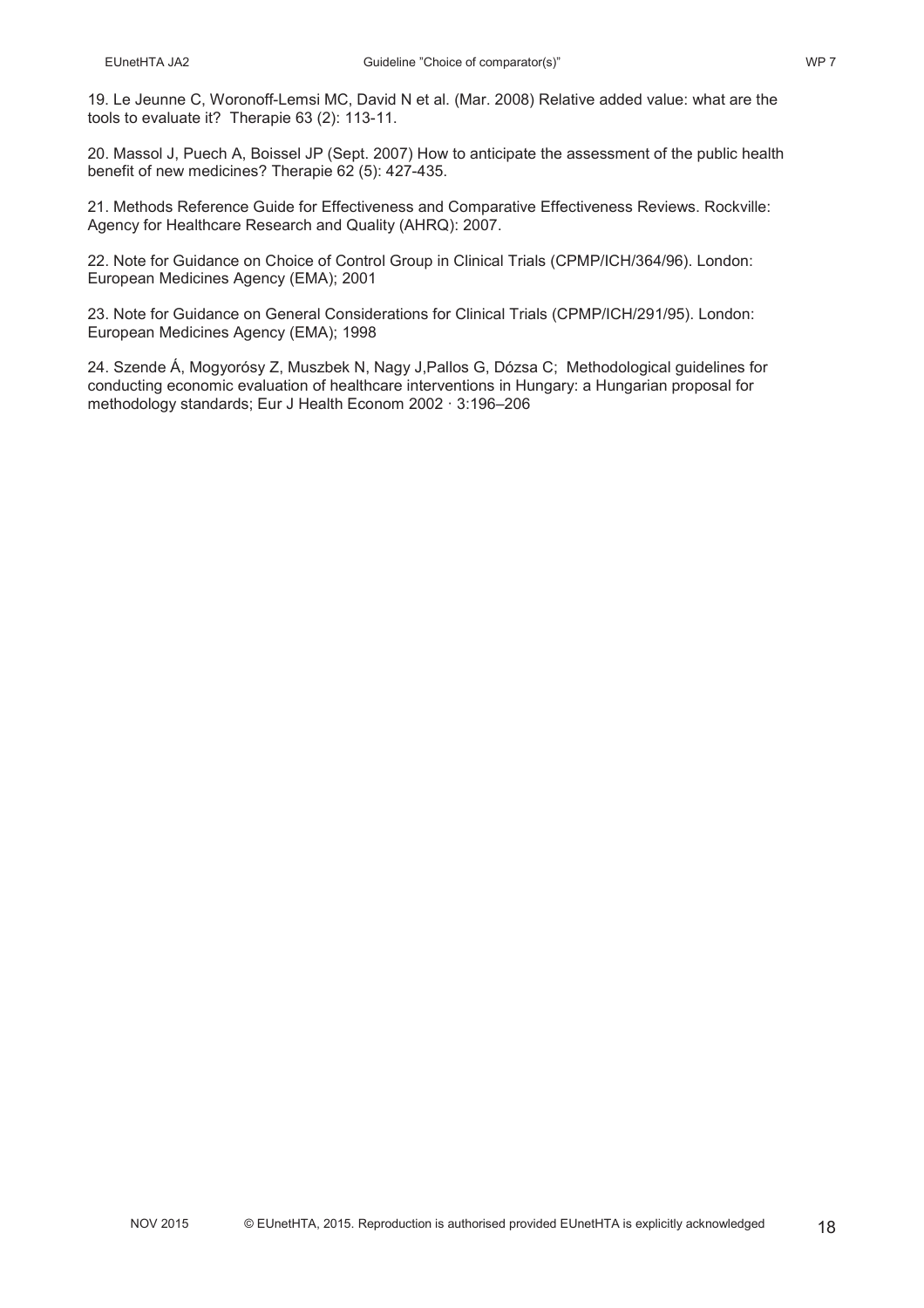19. Le Jeunne C, Woronoff-Lemsi MC, David N et al. (Mar. 2008) Relative added value: what are the tools to evaluate it? Therapie 63 (2): 113-11.

20. Massol J, Puech A, Boissel JP (Sept. 2007) How to anticipate the assessment of the public health benefit of new medicines? Therapie 62 (5): 427-435.

21. Methods Reference Guide for Effectiveness and Comparative Effectiveness Reviews. Rockville: Agency for Healthcare Research and Quality (AHRQ): 2007.

22. Note for Guidance on Choice of Control Group in Clinical Trials (CPMP/ICH/364/96). London: European Medicines Agency (EMA); 2001

23. Note for Guidance on General Considerations for Clinical Trials (CPMP/ICH/291/95). London: European Medicines Agency (EMA); 1998

24. Szende Á, Mogyorósy Z, Muszbek N, Nagy J,Pallos G, Dózsa C; Methodological guidelines for conducting economic evaluation of healthcare interventions in Hungary: a Hungarian proposal for methodology standards; Eur J Health Econom 2002 · 3:196–206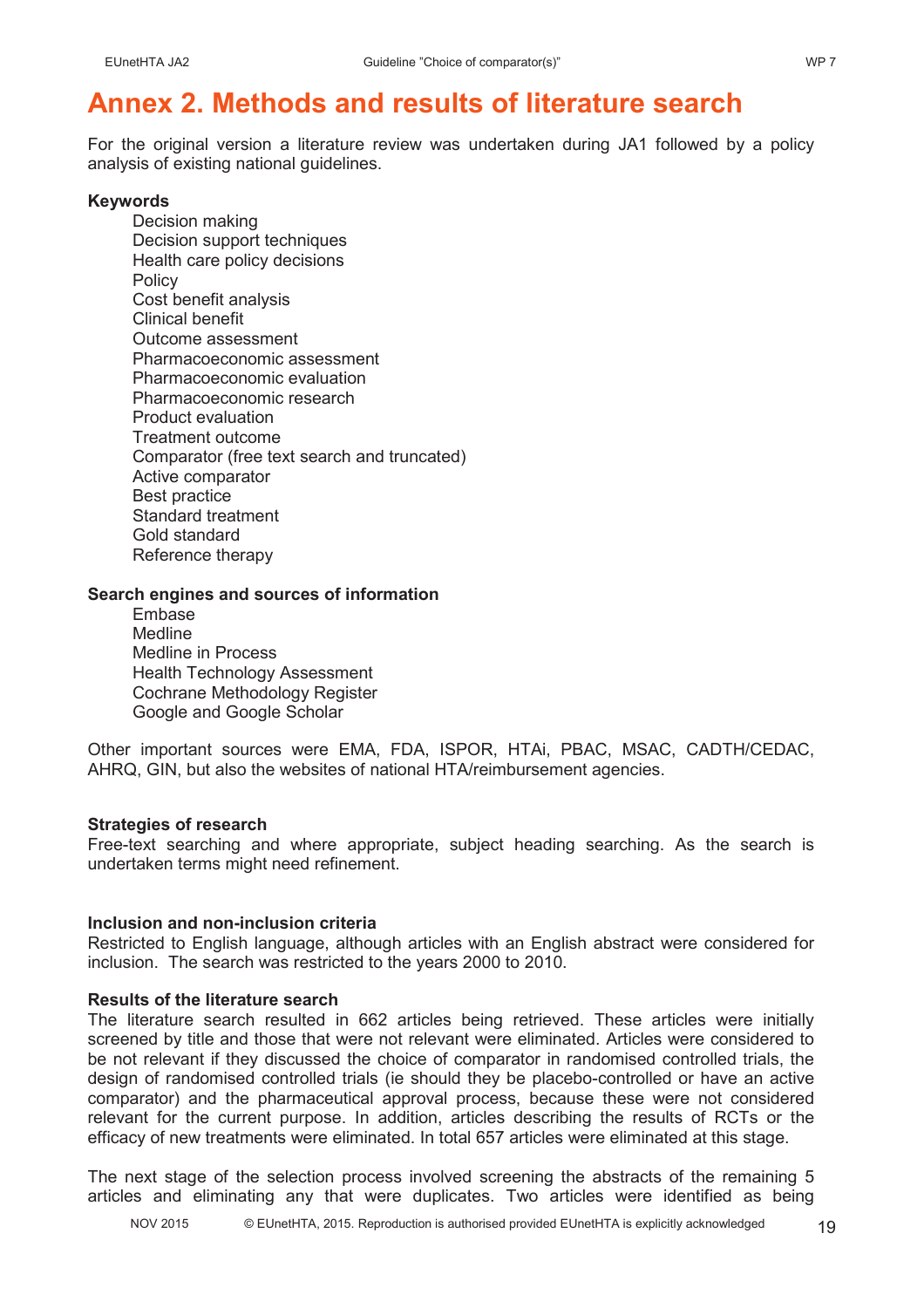# Annex 2. Methods and results of literature search

For the original version a literature review was undertaken during JA1 followed by a policy analysis of existing national guidelines.

**Keywords**

- Decision making
- Decision support techniques
- Health care policy decisions
- Policy
- Cost benefit analysis
- Clinical benefit
- Outcome assessment
- Pharmacoeconomic assessment
- Pharmacoeconomic evaluation
- Pharmacoeconomic research
- Product evaluation
- Treatment outcome
- Comparator (free text search and truncated)
- Active comparator
- Best practice
- Standard treatment
- Gold standard
- Reference therapy

**Search engines and sources of information**

- Embase
- Medline
- Medline in Process
- Health Technology Assessment
- Cochrane Methodology Register
- Google and Google Scholar

Other important sources were EMA, FDA, ISPOR, HTAi, PBAC, MSAC, CADTH/CEDAC, AHRQ, GIN, but also the websites of national HTA/reimbursement agencies.

**Strategies of research**

Free-text searching and where appropriate, subject heading searching. As the search is undertaken terms might need refinement.

**Inclusion and non-inclusion criteria**

Restricted to English language, although articles with an English abstract were considered for inclusion. The search was restricted to the years 2000 to 2010.

**Results of the literature search**

The literature search resulted in 662 articles being retrieved. These articles were initially screened by title and those that were not relevant were eliminated. Articles were considered to be not relevant if they discussed the choice of comparator in randomised controlled trials, the design of randomised controlled trials (ie should they be placebo-controlled or have an active comparator) and the pharmaceutical approval process, because these were not considered relevant for the current purpose. In addition, articles describing the results of RCTs or the efficacy of new treatments were eliminated. In total 657 articles were eliminated at this stage.

The next stage of the selection process involved screening the abstracts of the remaining 5 articles and eliminating any that were duplicates. Two articles were identified as being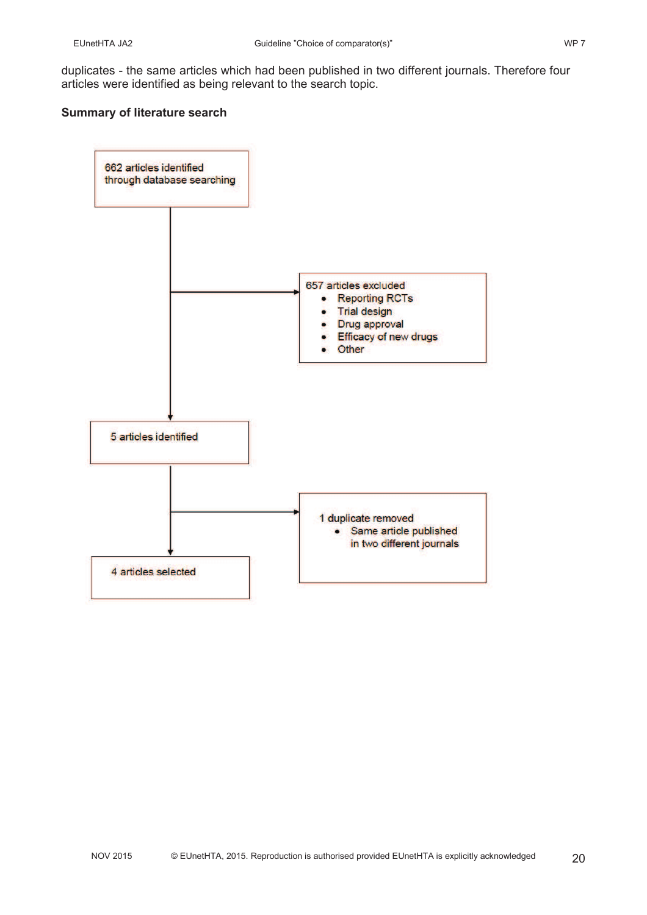duplicates - the same articles which had been published in two different journals. Therefore four articles were identified as being relevant to the search topic.

**Summary of literature search**

662 articles identified through database searching

657 articles excluded

- Reporting RCTs
- Trial design
- Drug approval
- Efficacy of new drugs
- Other

5 articles identified

1 duplicate removed

- Same article published in two different journals

4 articles selected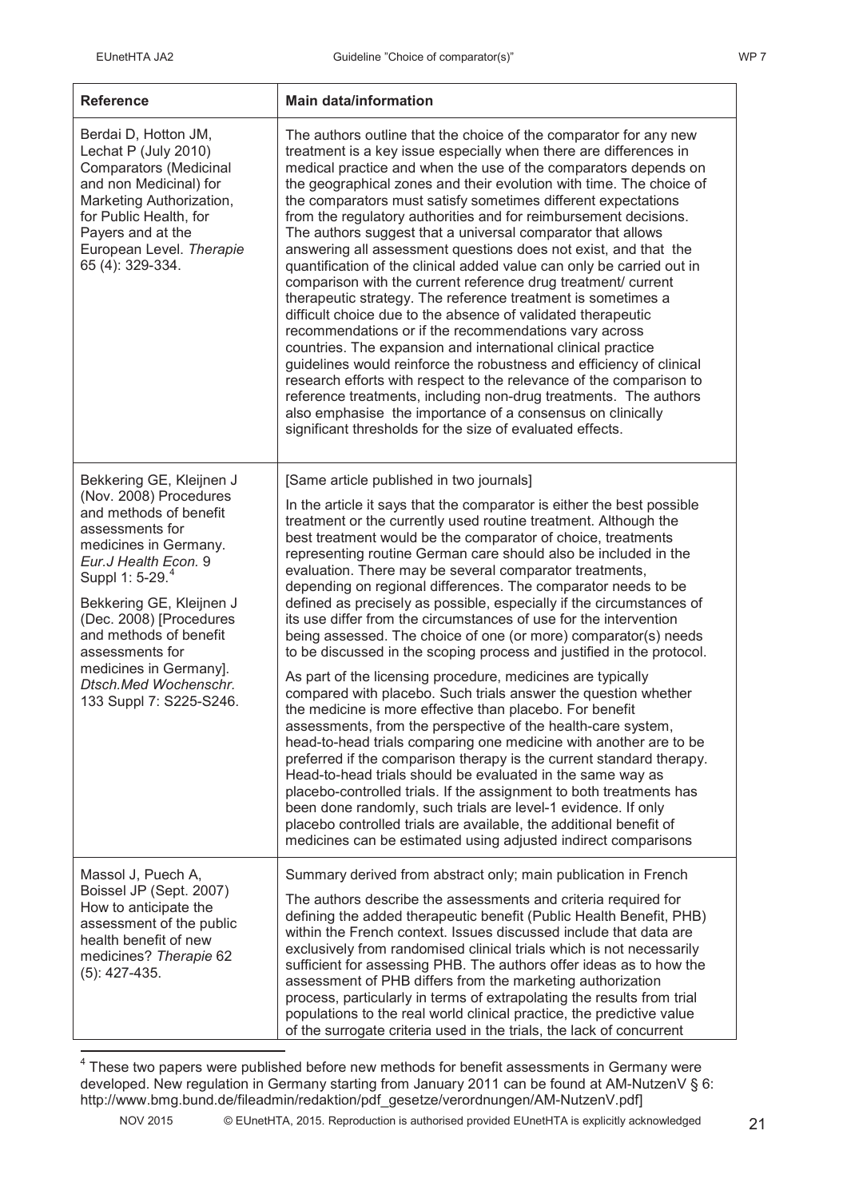| Reference | Main data/information |
|---|---|
| Berdai D, Hotton JM, Lechat P (July 2010) Comparators (Medicinal and non Medicinal) for Marketing Authorization, for Public Health, for Payers and at the European Level. *Therapie* 65 (4): 329-334. | The authors outline that the choice of the comparator for any new treatment is a key issue especially when there are differences in medical practice and when the use of the comparators depends on the geographical zones and their evolution with time. The choice of the comparators must satisfy sometimes different expectations from the regulatory authorities and for reimbursement decisions. The authors suggest that a universal comparator that allows answering all assessment questions does not exist, and that the quantification of the clinical added value can only be carried out in comparison with the current reference drug treatment/ current therapeutic strategy. The reference treatment is sometimes a difficult choice due to the absence of validated therapeutic recommendations or if the recommendations vary across countries. The expansion and international clinical practice guidelines would reinforce the robustness and efficiency of clinical research efforts with respect to the relevance of the comparison to reference treatments, including non-drug treatments. The authors also emphasise the importance of a consensus on clinically significant thresholds for the size of evaluated effects. |
| Bekkering GE, Kleijnen J (Nov. 2008) Procedures and methods of benefit assessments for medicines in Germany. *Eur.J Health Econ.* 9 Suppl 1: 5-29.[4]<br><br>Bekkering GE, Kleijnen J (Dec. 2008) [Procedures and methods of benefit assessments for medicines in Germany]. *Dtsch.Med Wochenschr.* 133 Suppl 7: S225-S246. | [Same article published in two journals]<br><br>In the article it says that the comparator is either the best possible treatment or the currently used routine treatment. Although the best treatment would be the comparator of choice, treatments representing routine German care should also be included in the evaluation. There may be several comparator treatments, depending on regional differences. The comparator needs to be defined as precisely as possible, especially if the circumstances of its use differ from the circumstances of use for the intervention being assessed. The choice of one (or more) comparator(s) needs to be discussed in the scoping process and justified in the protocol.<br><br>As part of the licensing procedure, medicines are typically compared with placebo. Such trials answer the question whether the medicine is more effective than placebo. For benefit assessments, from the perspective of the health-care system, head-to-head trials comparing one medicine with another are to be preferred if the comparison therapy is the current standard therapy. Head-to-head trials should be evaluated in the same way as placebo-controlled trials. If the assignment to both treatments has been done randomly, such trials are level-1 evidence. If only placebo controlled trials are available, the additional benefit of medicines can be estimated using adjusted indirect comparisons |
| Massol J, Puech A, Boissel JP (Sept. 2007) How to anticipate the assessment of the public health benefit of new medicines? *Therapie* 62 (5): 427-435. | Summary derived from abstract only; main publication in French<br><br>The authors describe the assessments and criteria required for defining the added therapeutic benefit (Public Health Benefit, PHB) within the French context. Issues discussed include that data are exclusively from randomised clinical trials which is not necessarily sufficient for assessing PHB. The authors offer ideas as to how the assessment of PHB differs from the marketing authorization process, particularly in terms of extrapolating the results from trial populations to the real world clinical practice, the predictive value of the surrogate criteria used in the trials, the lack of concurrent |

[4] These two papers were published before new methods for benefit assessments in Germany were developed. New regulation in Germany starting from January 2011 can be found at AM-NutzenV § 6: http://www.bmg.bund.de/fileadmin/redaktion/pdf_gesetze/verordnungen/AM-NutzenV.pdf]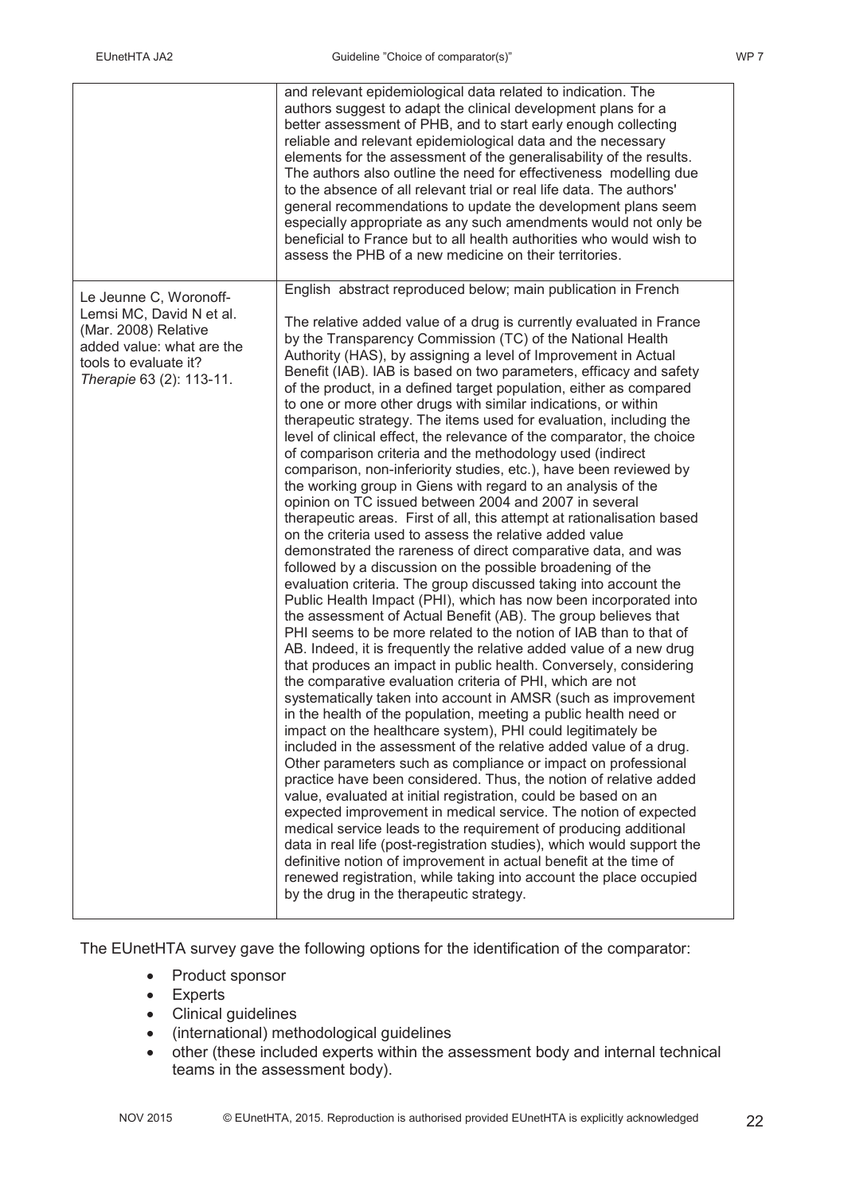| | |
|---|---|
| | and relevant epidemiological data related to indication. The authors suggest to adapt the clinical development plans for a better assessment of PHB, and to start early enough collecting reliable and relevant epidemiological data and the necessary elements for the assessment of the generalisability of the results. The authors also outline the need for effectiveness modelling due to the absence of all relevant trial or real life data. The authors' general recommendations to update the development plans seem especially appropriate as any such amendments would not only be beneficial to France but to all health authorities who would wish to assess the PHB of a new medicine on their territories. |
| Le Jeunne C, Woronoff-Lemsi MC, David N et al. (Mar. 2008) Relative added value: what are the tools to evaluate it? *Therapie* 63 (2): 113-11. | English abstract reproduced below; main publication in French<br><br>The relative added value of a drug is currently evaluated in France by the Transparency Commission (TC) of the National Health Authority (HAS), by assigning a level of Improvement in Actual Benefit (IAB). IAB is based on two parameters, efficacy and safety of the product, in a defined target population, either as compared to one or more other drugs with similar indications, or within therapeutic strategy. The items used for evaluation, including the level of clinical effect, the relevance of the comparator, the choice of comparison criteria and the methodology used (indirect comparison, non-inferiority studies, etc.), have been reviewed by the working group in Giens with regard to an analysis of the opinion on TC issued between 2004 and 2007 in several therapeutic areas. First of all, this attempt at rationalisation based on the criteria used to assess the relative added value demonstrated the rareness of direct comparative data, and was followed by a discussion on the possible broadening of the evaluation criteria. The group discussed taking into account the Public Health Impact (PHI), which has now been incorporated into the assessment of Actual Benefit (AB). The group believes that PHI seems to be more related to the notion of IAB than to that of AB. Indeed, it is frequently the relative added value of a new drug that produces an impact in public health. Conversely, considering the comparative evaluation criteria of PHI, which are not systematically taken into account in AMSR (such as improvement in the health of the population, meeting a public health need or impact on the healthcare system), PHI could legitimately be included in the assessment of the relative added value of a drug. Other parameters such as compliance or impact on professional practice have been considered. Thus, the notion of relative added value, evaluated at initial registration, could be based on an expected improvement in medical service. The notion of expected medical service leads to the requirement of producing additional data in real life (post-registration studies), which would support the definitive notion of improvement in actual benefit at the time of renewed registration, while taking into account the place occupied by the drug in the therapeutic strategy. |

The EUnetHTA survey gave the following options for the identification of the comparator:

- Product sponsor
- Experts
- Clinical guidelines
- (international) methodological guidelines
- other (these included experts within the assessment body and internal technical teams in the assessment body).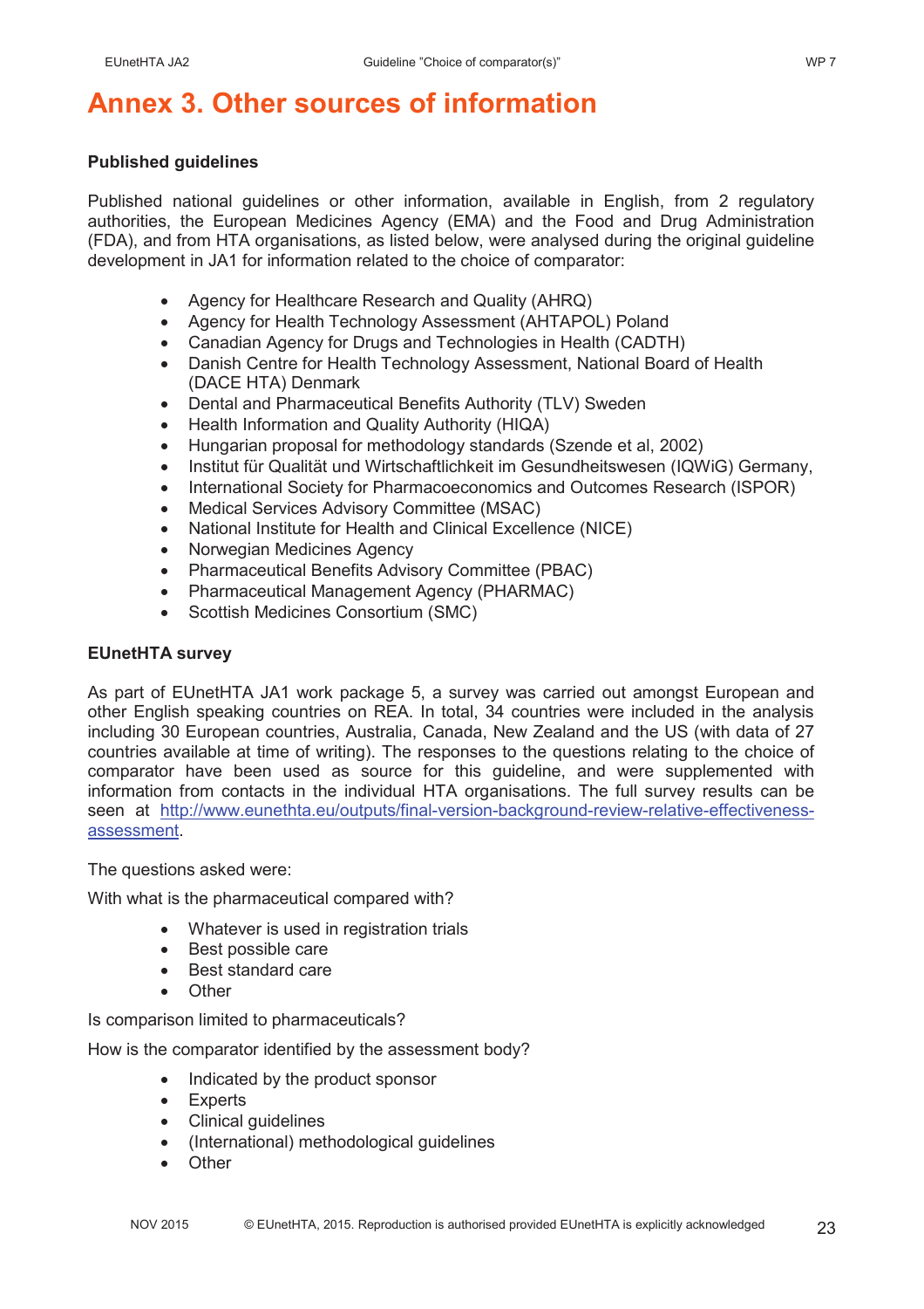# Annex 3. Other sources of information

**Published guidelines**

Published national guidelines or other information, available in English, from 2 regulatory authorities, the European Medicines Agency (EMA) and the Food and Drug Administration (FDA), and from HTA organisations, as listed below, were analysed during the original guideline development in JA1 for information related to the choice of comparator:

- Agency for Healthcare Research and Quality (AHRQ)
- Agency for Health Technology Assessment (AHTAPOL) Poland
- Canadian Agency for Drugs and Technologies in Health (CADTH)
- Danish Centre for Health Technology Assessment, National Board of Health (DACE HTA) Denmark
- Dental and Pharmaceutical Benefits Authority (TLV) Sweden
- Health Information and Quality Authority (HIQA)
- Hungarian proposal for methodology standards (Szende et al, 2002)
- Institut für Qualität und Wirtschaftlichkeit im Gesundheitswesen (IQWiG) Germany,
- International Society for Pharmacoeconomics and Outcomes Research (ISPOR)
- Medical Services Advisory Committee (MSAC)
- National Institute for Health and Clinical Excellence (NICE)
- Norwegian Medicines Agency
- Pharmaceutical Benefits Advisory Committee (PBAC)
- Pharmaceutical Management Agency (PHARMAC)
- Scottish Medicines Consortium (SMC)

**EUnetHTA survey**

As part of EUnetHTA JA1 work package 5, a survey was carried out amongst European and other English speaking countries on REA. In total, 34 countries were included in the analysis including 30 European countries, Australia, Canada, New Zealand and the US (with data of 27 countries available at time of writing). The responses to the questions relating to the choice of comparator have been used as source for this guideline, and were supplemented with information from contacts in the individual HTA organisations. The full survey results can be seen at http://www.eunethta.eu/outputs/final-version-background-review-relative-effectiveness-assessment.

The questions asked were:

With what is the pharmaceutical compared with?

- Whatever is used in registration trials
- Best possible care
- Best standard care
- Other

Is comparison limited to pharmaceuticals?

How is the comparator identified by the assessment body?

- Indicated by the product sponsor
- Experts
- Clinical guidelines
- (International) methodological guidelines
- Other